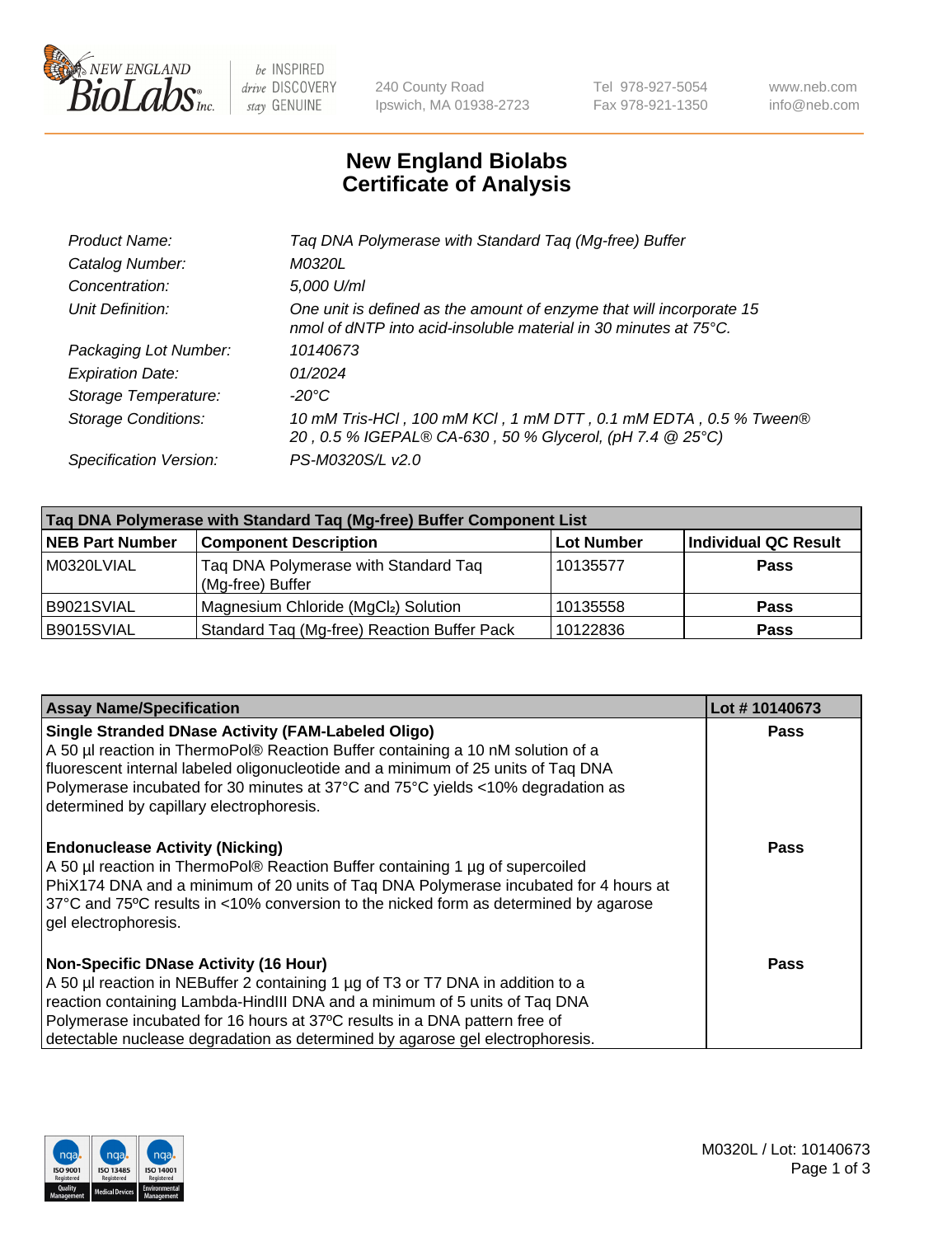New England BioLabs Inc. — be INSPIRED drive DISCOVERY stay GENUINE

240 County Road
Ipswich, MA 01938-2723

Tel 978-927-5054
Fax 978-921-1350

www.neb.com
info@neb.com

# New England Biolabs
# Certificate of Analysis

| | |
|---|---|
| *Product Name:* | *Taq DNA Polymerase with Standard Taq (Mg-free) Buffer* |
| *Catalog Number:* | *M0320L* |
| *Concentration:* | *5,000 U/ml* |
| *Unit Definition:* | *One unit is defined as the amount of enzyme that will incorporate 15 nmol of dNTP into acid-insoluble material in 30 minutes at 75°C.* |
| *Packaging Lot Number:* | *10140673* |
| *Expiration Date:* | *01/2024* |
| *Storage Temperature:* | *-20°C* |
| *Storage Conditions:* | *10 mM Tris-HCl , 100 mM KCl , 1 mM DTT , 0.1 mM EDTA , 0.5 % Tween® 20 , 0.5 % IGEPAL® CA-630 , 50 % Glycerol, (pH 7.4 @ 25°C)* |
| *Specification Version:* | *PS-M0320S/L v2.0* |

| Taq DNA Polymerase with Standard Taq (Mg-free) Buffer Component List | | | |
|---|---|---|---|
| **NEB Part Number** | **Component Description** | **Lot Number** | **Individual QC Result** |
| M0320LVIAL | Taq DNA Polymerase with Standard Taq (Mg-free) Buffer | 10135577 | **Pass** |
| B9021SVIAL | Magnesium Chloride ($MgCl_2$) Solution | 10135558 | **Pass** |
| B9015SVIAL | Standard Taq (Mg-free) Reaction Buffer Pack | 10122836 | **Pass** |

| Assay Name/Specification | Lot # 10140673 |
|---|---|
| **Single Stranded DNase Activity (FAM-Labeled Oligo)** A 50 µl reaction in ThermoPol® Reaction Buffer containing a 10 nM solution of a fluorescent internal labeled oligonucleotide and a minimum of 25 units of Taq DNA Polymerase incubated for 30 minutes at 37°C and 75°C yields <10% degradation as determined by capillary electrophoresis. | **Pass** |
| **Endonuclease Activity (Nicking)** A 50 µl reaction in ThermoPol® Reaction Buffer containing 1 µg of supercoiled PhiX174 DNA and a minimum of 20 units of Taq DNA Polymerase incubated for 4 hours at 37°C and 75ºC results in <10% conversion to the nicked form as determined by agarose gel electrophoresis. | **Pass** |
| **Non-Specific DNase Activity (16 Hour)** A 50 µl reaction in NEBuffer 2 containing 1 µg of T3 or T7 DNA in addition to a reaction containing Lambda-HindIII DNA and a minimum of 5 units of Taq DNA Polymerase incubated for 16 hours at 37ºC results in a DNA pattern free of detectable nuclease degradation as determined by agarose gel electrophoresis. | **Pass** |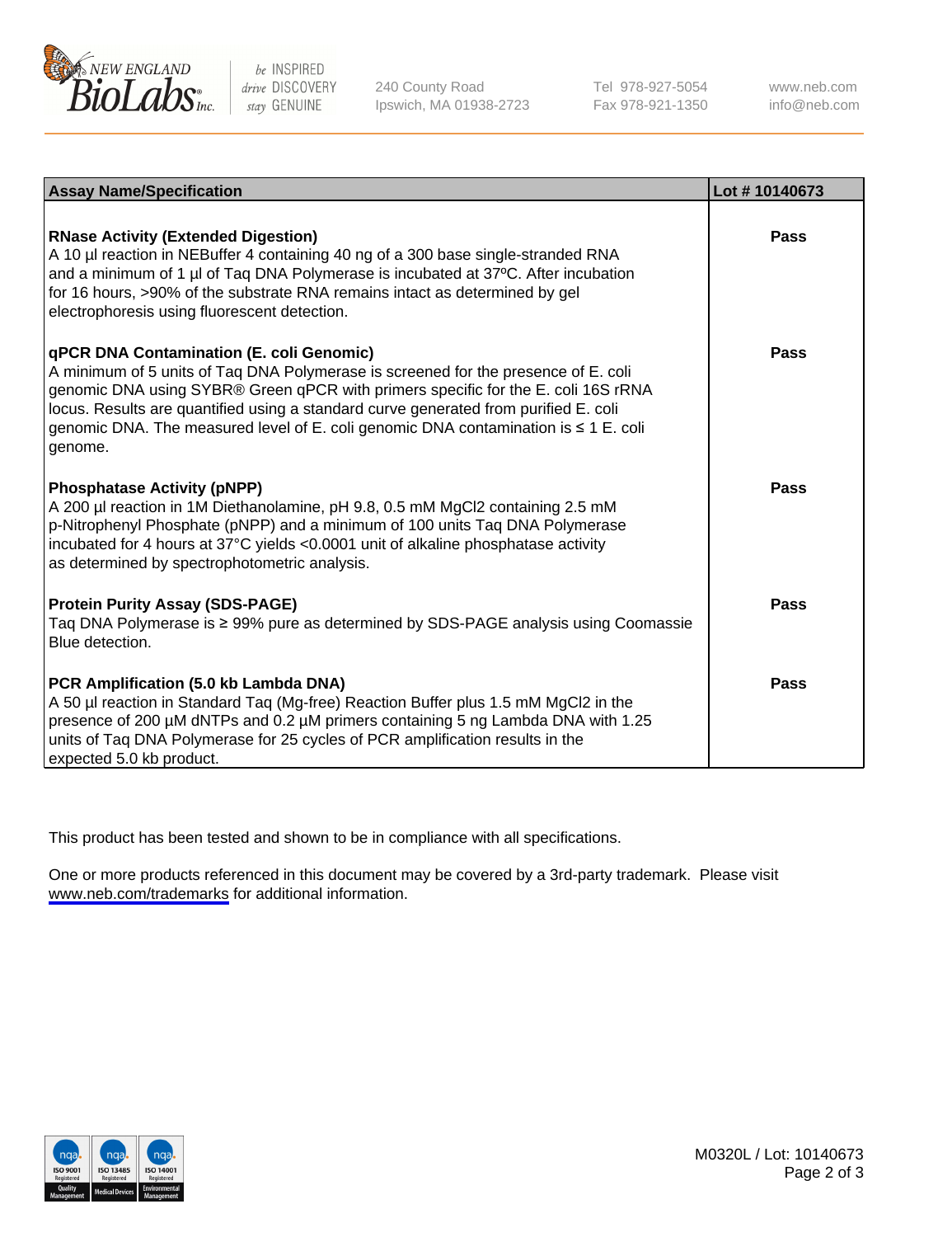| Assay Name/Specification | Lot # 10140673 |
|---|---|
| **RNase Activity (Extended Digestion)**<br>A 10 µl reaction in NEBuffer 4 containing 40 ng of a 300 base single-stranded RNA and a minimum of 1 µl of Taq DNA Polymerase is incubated at 37ºC. After incubation for 16 hours, >90% of the substrate RNA remains intact as determined by gel electrophoresis using fluorescent detection. | **Pass** |
| **qPCR DNA Contamination (E. coli Genomic)**<br>A minimum of 5 units of Taq DNA Polymerase is screened for the presence of E. coli genomic DNA using SYBR® Green qPCR with primers specific for the E. coli 16S rRNA locus. Results are quantified using a standard curve generated from purified E. coli genomic DNA. The measured level of E. coli genomic DNA contamination is ≤ 1 E. coli genome. | **Pass** |
| **Phosphatase Activity (pNPP)**<br>A 200 µl reaction in 1M Diethanolamine, pH 9.8, 0.5 mM $MgCl_2$ containing 2.5 mM p-Nitrophenyl Phosphate (pNPP) and a minimum of 100 units Taq DNA Polymerase incubated for 4 hours at 37°C yields <0.0001 unit of alkaline phosphatase activity as determined by spectrophotometric analysis. | **Pass** |
| **Protein Purity Assay (SDS-PAGE)**<br>Taq DNA Polymerase is ≥ 99% pure as determined by SDS-PAGE analysis using Coomassie Blue detection. | **Pass** |
| **PCR Amplification (5.0 kb Lambda DNA)**<br>A 50 µl reaction in Standard Taq (Mg-free) Reaction Buffer plus 1.5 mM $MgCl_2$ in the presence of 200 µM dNTPs and 0.2 µM primers containing 5 ng Lambda DNA with 1.25 units of Taq DNA Polymerase for 25 cycles of PCR amplification results in the expected 5.0 kb product. | **Pass** |

This product has been tested and shown to be in compliance with all specifications.

One or more products referenced in this document may be covered by a 3rd-party trademark. Please visit www.neb.com/trademarks for additional information.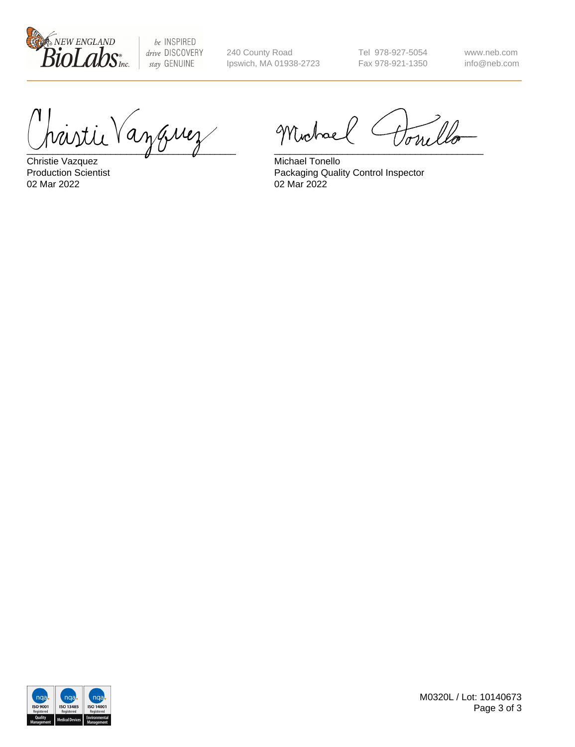Christie Vazquez
Production Scientist
02 Mar 2022

Michael Tonello
Packaging Quality Control Inspector
02 Mar 2022

M0320L / Lot: 10140673